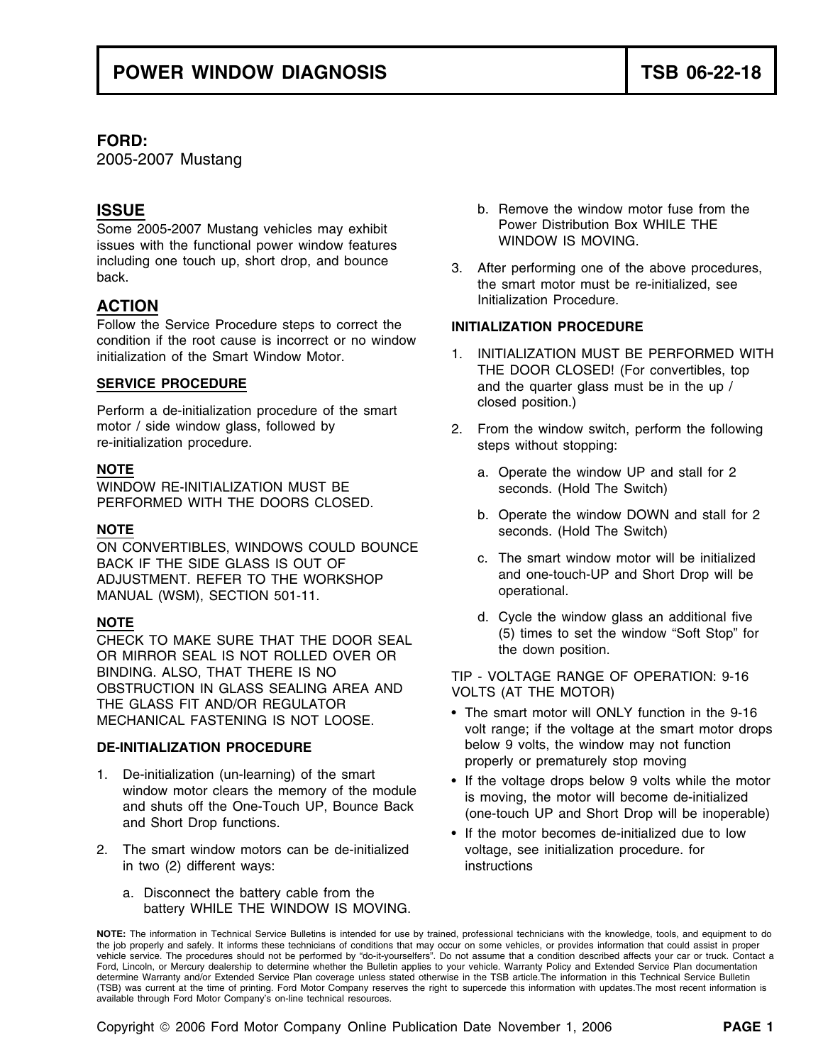# POWER WINDOW DIAGNOSIS | TSB 06-22-18

**FORD:**
2005-2007 Mustang

## ISSUE

Some 2005-2007 Mustang vehicles may exhibit issues with the functional power window features including one touch up, short drop, and bounce back.

## ACTION

Follow the Service Procedure steps to correct the condition if the root cause is incorrect or no window initialization of the Smart Window Motor.

### SERVICE PROCEDURE

Perform a de-initialization procedure of the smart motor / side window glass, followed by re-initialization procedure.

**NOTE**
WINDOW RE-INITIALIZATION MUST BE PERFORMED WITH THE DOORS CLOSED.

**NOTE**
ON CONVERTIBLES, WINDOWS COULD BOUNCE BACK IF THE SIDE GLASS IS OUT OF ADJUSTMENT. REFER TO THE WORKSHOP MANUAL (WSM), SECTION 501-11.

**NOTE**
CHECK TO MAKE SURE THAT THE DOOR SEAL OR MIRROR SEAL IS NOT ROLLED OVER OR BINDING. ALSO, THAT THERE IS NO OBSTRUCTION IN GLASS SEALING AREA AND THE GLASS FIT AND/OR REGULATOR MECHANICAL FASTENING IS NOT LOOSE.

**DE-INITIALIZATION PROCEDURE**

1. De-initialization (un-learning) of the smart window motor clears the memory of the module and shuts off the One-Touch UP, Bounce Back and Short Drop functions.
2. The smart window motors can be de-initialized in two (2) different ways:
   a. Disconnect the battery cable from the battery WHILE THE WINDOW IS MOVING.
   b. Remove the window motor fuse from the Power Distribution Box WHILE THE WINDOW IS MOVING.
3. After performing one of the above procedures, the smart motor must be re-initialized, see Initialization Procedure.

**INITIALIZATION PROCEDURE**

1. INITIALIZATION MUST BE PERFORMED WITH THE DOOR CLOSED! (For convertibles, top and the quarter glass must be in the up / closed position.)
2. From the window switch, perform the following steps without stopping:
   a. Operate the window UP and stall for 2 seconds. (Hold The Switch)
   b. Operate the window DOWN and stall for 2 seconds. (Hold The Switch)
   c. The smart window motor will be initialized and one-touch-UP and Short Drop will be operational.
   d. Cycle the window glass an additional five (5) times to set the window "Soft Stop" for the down position.

TIP - VOLTAGE RANGE OF OPERATION: 9-16 VOLTS (AT THE MOTOR)

- The smart motor will ONLY function in the 9-16 volt range; if the voltage at the smart motor drops below 9 volts, the window may not function properly or prematurely stop moving
- If the voltage drops below 9 volts while the motor is moving, the motor will become de-initialized (one-touch UP and Short Drop will be inoperable)
- If the motor becomes de-initialized due to low voltage, see initialization procedure. for instructions

**NOTE:** The information in Technical Service Bulletins is intended for use by trained, professional technicians with the knowledge, tools, and equipment to do the job properly and safely. It informs these technicians of conditions that may occur on some vehicles, or provides information that could assist in proper vehicle service. The procedures should not be performed by "do-it-yourselfers". Do not assume that a condition described affects your car or truck. Contact a Ford, Lincoln, or Mercury dealership to determine whether the Bulletin applies to your vehicle. Warranty Policy and Extended Service Plan documentation determine Warranty and/or Extended Service Plan coverage unless stated otherwise in the TSB article.The information in this Technical Service Bulletin (TSB) was current at the time of printing. Ford Motor Company reserves the right to supercede this information with updates.The most recent information is available through Ford Motor Company's on-line technical resources.

Copyright © 2006 Ford Motor Company Online Publication Date November 1, 2006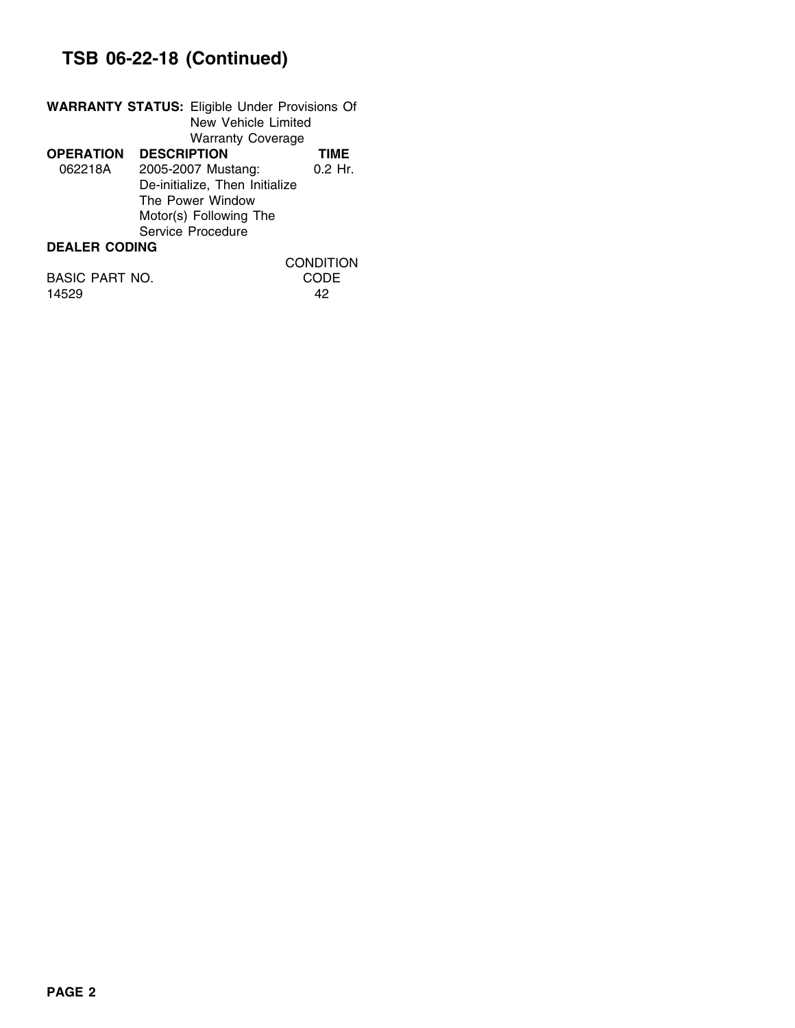# TSB 06-22-18 (Continued)

**WARRANTY STATUS:** Eligible Under Provisions Of New Vehicle Limited Warranty Coverage

| OPERATION | DESCRIPTION | TIME |
|---|---|---|
| 062218A | 2005-2007 Mustang: De-initialize, Then Initialize The Power Window Motor(s) Following The Service Procedure | 0.2 Hr. |

**DEALER CODING**

| BASIC PART NO. | CONDITION CODE |
|---|---|
| 14529 | 42 |